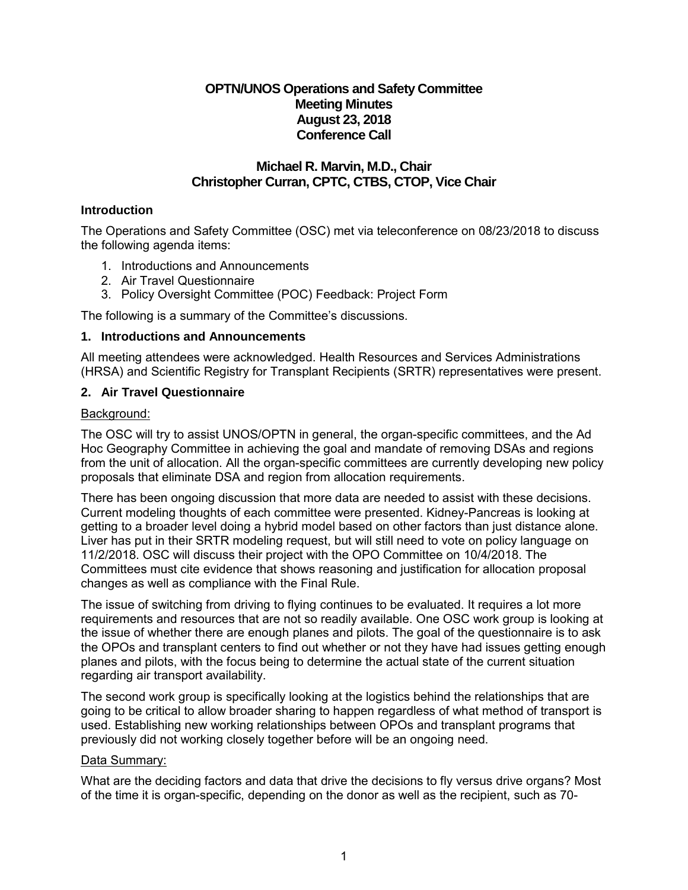# OPTN/UNOS Operations and Safety Committee
## Meeting Minutes
## August 23, 2018
## Conference Call

### Michael R. Marvin, M.D., Chair
### Christopher Curran, CPTC, CTBS, CTOP, Vice Chair

### Introduction

The Operations and Safety Committee (OSC) met via teleconference on 08/23/2018 to discuss the following agenda items:

1. Introductions and Announcements
2. Air Travel Questionnaire
3. Policy Oversight Committee (POC) Feedback: Project Form

The following is a summary of the Committee's discussions.

### 1. Introductions and Announcements

All meeting attendees were acknowledged. Health Resources and Services Administrations (HRSA) and Scientific Registry for Transplant Recipients (SRTR) representatives were present.

### 2. Air Travel Questionnaire

Background:

The OSC will try to assist UNOS/OPTN in general, the organ-specific committees, and the Ad Hoc Geography Committee in achieving the goal and mandate of removing DSAs and regions from the unit of allocation. All the organ-specific committees are currently developing new policy proposals that eliminate DSA and region from allocation requirements.

There has been ongoing discussion that more data are needed to assist with these decisions. Current modeling thoughts of each committee were presented. Kidney-Pancreas is looking at getting to a broader level doing a hybrid model based on other factors than just distance alone. Liver has put in their SRTR modeling request, but will still need to vote on policy language on 11/2/2018. OSC will discuss their project with the OPO Committee on 10/4/2018. The Committees must cite evidence that shows reasoning and justification for allocation proposal changes as well as compliance with the Final Rule.

The issue of switching from driving to flying continues to be evaluated. It requires a lot more requirements and resources that are not so readily available. One OSC work group is looking at the issue of whether there are enough planes and pilots. The goal of the questionnaire is to ask the OPOs and transplant centers to find out whether or not they have had issues getting enough planes and pilots, with the focus being to determine the actual state of the current situation regarding air transport availability.

The second work group is specifically looking at the logistics behind the relationships that are going to be critical to allow broader sharing to happen regardless of what method of transport is used. Establishing new working relationships between OPOs and transplant programs that previously did not working closely together before will be an ongoing need.

Data Summary:

What are the deciding factors and data that drive the decisions to fly versus drive organs? Most of the time it is organ-specific, depending on the donor as well as the recipient, such as 70-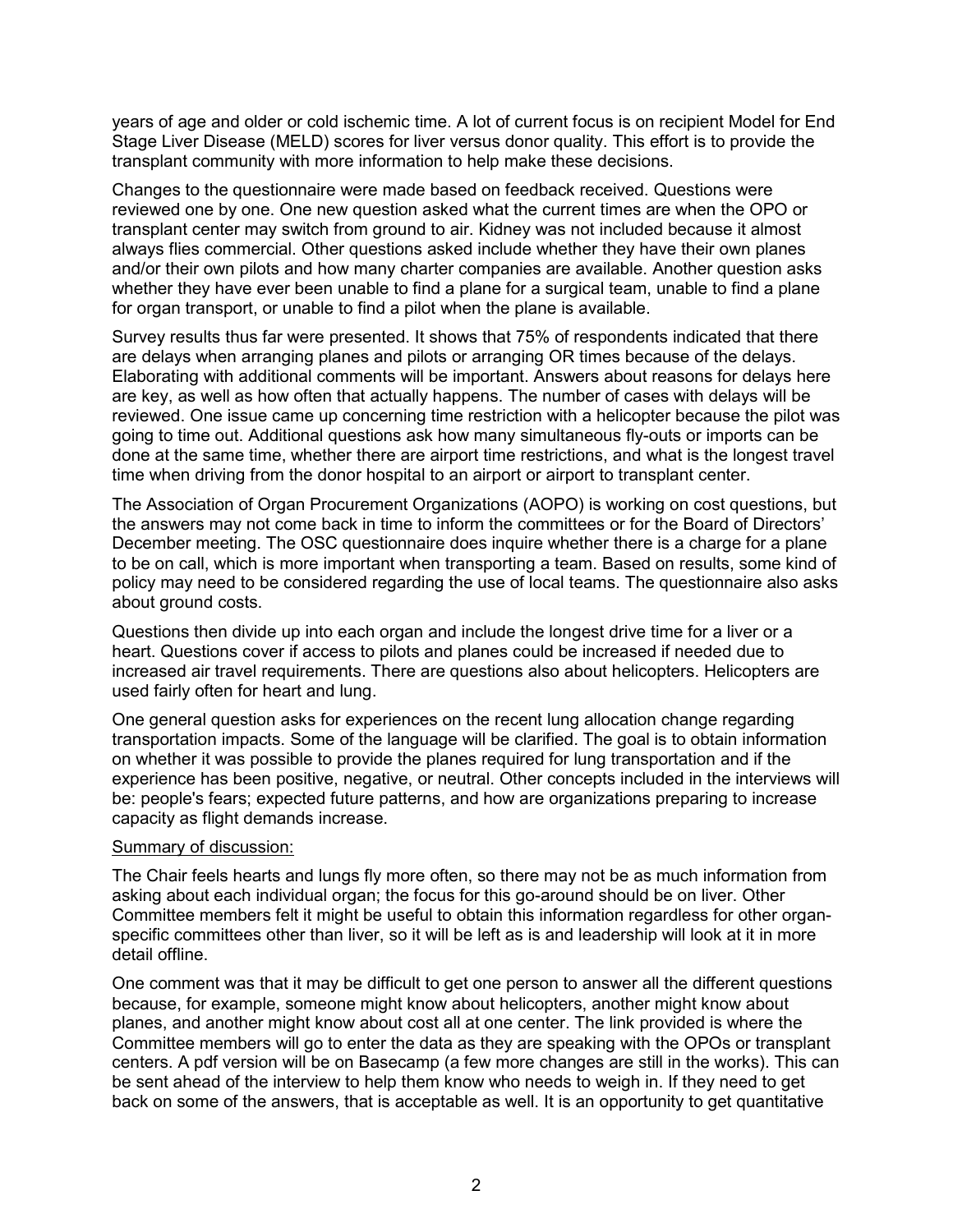years of age and older or cold ischemic time. A lot of current focus is on recipient Model for End Stage Liver Disease (MELD) scores for liver versus donor quality. This effort is to provide the transplant community with more information to help make these decisions.

Changes to the questionnaire were made based on feedback received. Questions were reviewed one by one. One new question asked what the current times are when the OPO or transplant center may switch from ground to air. Kidney was not included because it almost always flies commercial. Other questions asked include whether they have their own planes and/or their own pilots and how many charter companies are available. Another question asks whether they have ever been unable to find a plane for a surgical team, unable to find a plane for organ transport, or unable to find a pilot when the plane is available.

Survey results thus far were presented. It shows that 75% of respondents indicated that there are delays when arranging planes and pilots or arranging OR times because of the delays. Elaborating with additional comments will be important. Answers about reasons for delays here are key, as well as how often that actually happens. The number of cases with delays will be reviewed. One issue came up concerning time restriction with a helicopter because the pilot was going to time out. Additional questions ask how many simultaneous fly-outs or imports can be done at the same time, whether there are airport time restrictions, and what is the longest travel time when driving from the donor hospital to an airport or airport to transplant center.

The Association of Organ Procurement Organizations (AOPO) is working on cost questions, but the answers may not come back in time to inform the committees or for the Board of Directors' December meeting. The OSC questionnaire does inquire whether there is a charge for a plane to be on call, which is more important when transporting a team. Based on results, some kind of policy may need to be considered regarding the use of local teams. The questionnaire also asks about ground costs.

Questions then divide up into each organ and include the longest drive time for a liver or a heart. Questions cover if access to pilots and planes could be increased if needed due to increased air travel requirements. There are questions also about helicopters. Helicopters are used fairly often for heart and lung.

One general question asks for experiences on the recent lung allocation change regarding transportation impacts. Some of the language will be clarified. The goal is to obtain information on whether it was possible to provide the planes required for lung transportation and if the experience has been positive, negative, or neutral. Other concepts included in the interviews will be: people's fears; expected future patterns, and how are organizations preparing to increase capacity as flight demands increase.

<u>Summary of discussion:</u>

The Chair feels hearts and lungs fly more often, so there may not be as much information from asking about each individual organ; the focus for this go-around should be on liver. Other Committee members felt it might be useful to obtain this information regardless for other organ-specific committees other than liver, so it will be left as is and leadership will look at it in more detail offline.

One comment was that it may be difficult to get one person to answer all the different questions because, for example, someone might know about helicopters, another might know about planes, and another might know about cost all at one center. The link provided is where the Committee members will go to enter the data as they are speaking with the OPOs or transplant centers. A pdf version will be on Basecamp (a few more changes are still in the works). This can be sent ahead of the interview to help them know who needs to weigh in. If they need to get back on some of the answers, that is acceptable as well. It is an opportunity to get quantitative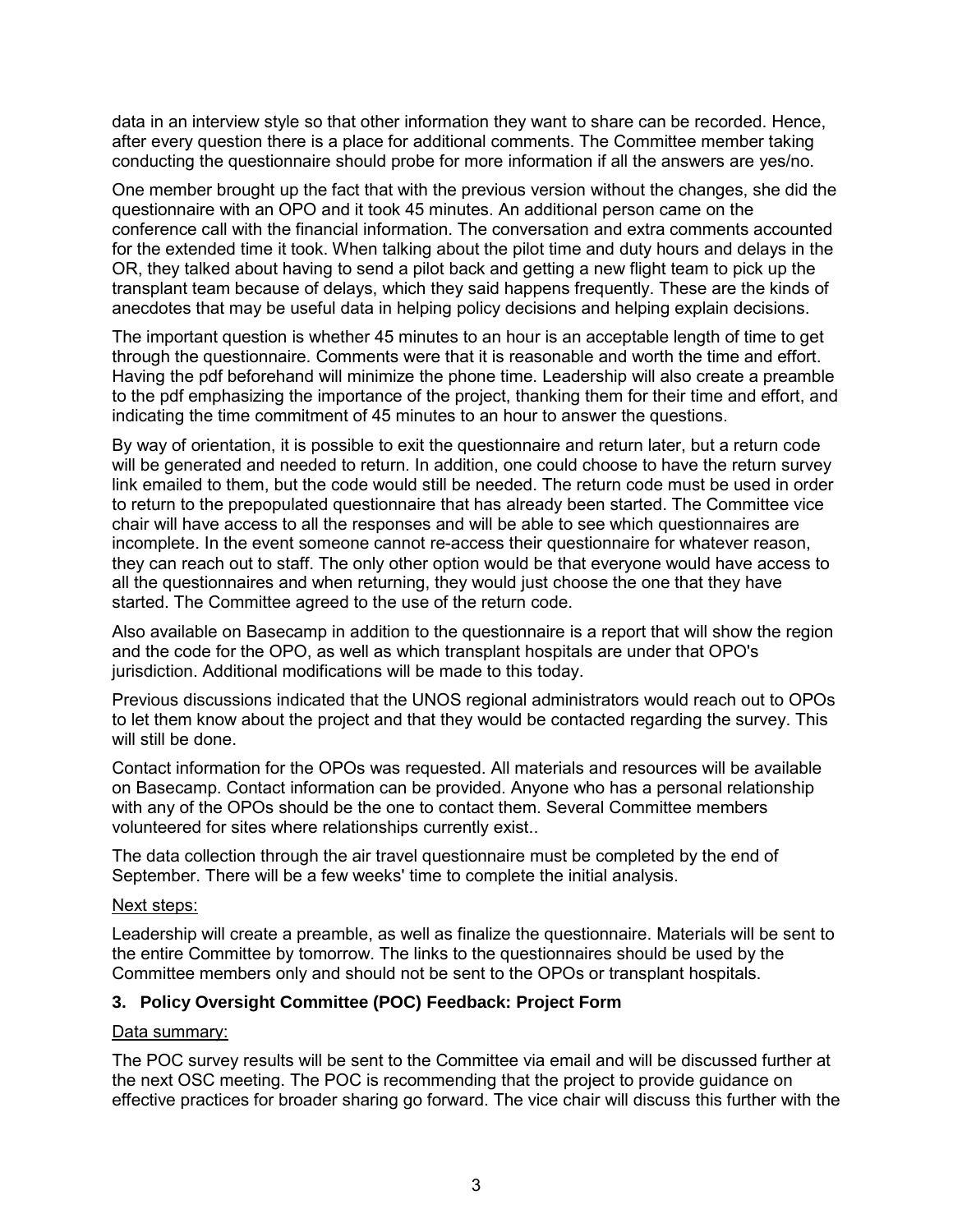data in an interview style so that other information they want to share can be recorded. Hence, after every question there is a place for additional comments. The Committee member taking conducting the questionnaire should probe for more information if all the answers are yes/no.

One member brought up the fact that with the previous version without the changes, she did the questionnaire with an OPO and it took 45 minutes. An additional person came on the conference call with the financial information. The conversation and extra comments accounted for the extended time it took. When talking about the pilot time and duty hours and delays in the OR, they talked about having to send a pilot back and getting a new flight team to pick up the transplant team because of delays, which they said happens frequently. These are the kinds of anecdotes that may be useful data in helping policy decisions and helping explain decisions.

The important question is whether 45 minutes to an hour is an acceptable length of time to get through the questionnaire. Comments were that it is reasonable and worth the time and effort. Having the pdf beforehand will minimize the phone time. Leadership will also create a preamble to the pdf emphasizing the importance of the project, thanking them for their time and effort, and indicating the time commitment of 45 minutes to an hour to answer the questions.

By way of orientation, it is possible to exit the questionnaire and return later, but a return code will be generated and needed to return. In addition, one could choose to have the return survey link emailed to them, but the code would still be needed. The return code must be used in order to return to the prepopulated questionnaire that has already been started. The Committee vice chair will have access to all the responses and will be able to see which questionnaires are incomplete. In the event someone cannot re-access their questionnaire for whatever reason, they can reach out to staff. The only other option would be that everyone would have access to all the questionnaires and when returning, they would just choose the one that they have started. The Committee agreed to the use of the return code.

Also available on Basecamp in addition to the questionnaire is a report that will show the region and the code for the OPO, as well as which transplant hospitals are under that OPO's jurisdiction. Additional modifications will be made to this today.

Previous discussions indicated that the UNOS regional administrators would reach out to OPOs to let them know about the project and that they would be contacted regarding the survey. This will still be done.

Contact information for the OPOs was requested. All materials and resources will be available on Basecamp. Contact information can be provided. Anyone who has a personal relationship with any of the OPOs should be the one to contact them. Several Committee members volunteered for sites where relationships currently exist..

The data collection through the air travel questionnaire must be completed by the end of September. There will be a few weeks' time to complete the initial analysis.

Next steps:

Leadership will create a preamble, as well as finalize the questionnaire. Materials will be sent to the entire Committee by tomorrow. The links to the questionnaires should be used by the Committee members only and should not be sent to the OPOs or transplant hospitals.

### 3. Policy Oversight Committee (POC) Feedback: Project Form

Data summary:

The POC survey results will be sent to the Committee via email and will be discussed further at the next OSC meeting. The POC is recommending that the project to provide guidance on effective practices for broader sharing go forward. The vice chair will discuss this further with the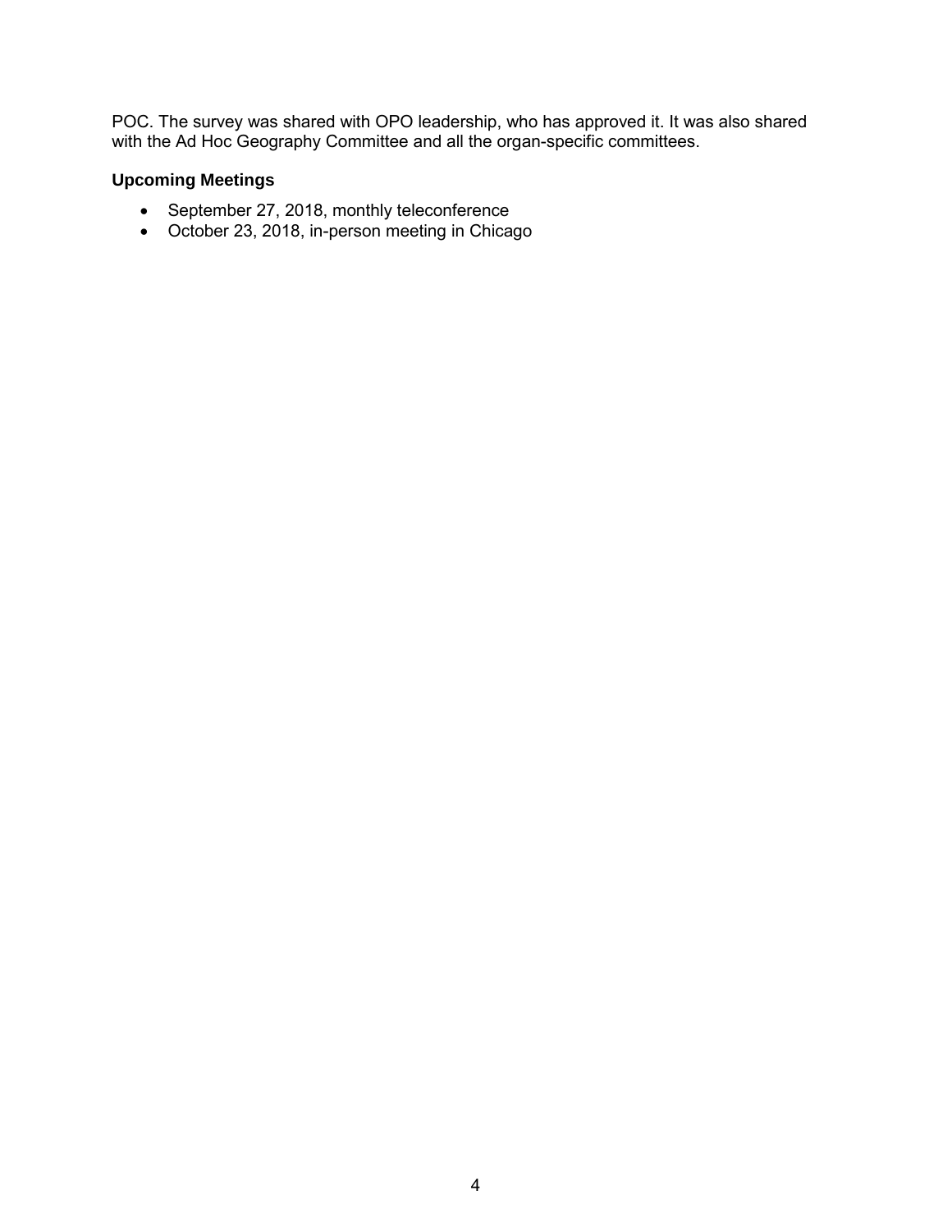POC. The survey was shared with OPO leadership, who has approved it. It was also shared with the Ad Hoc Geography Committee and all the organ-specific committees.

### Upcoming Meetings

- September 27, 2018, monthly teleconference
- October 23, 2018, in-person meeting in Chicago